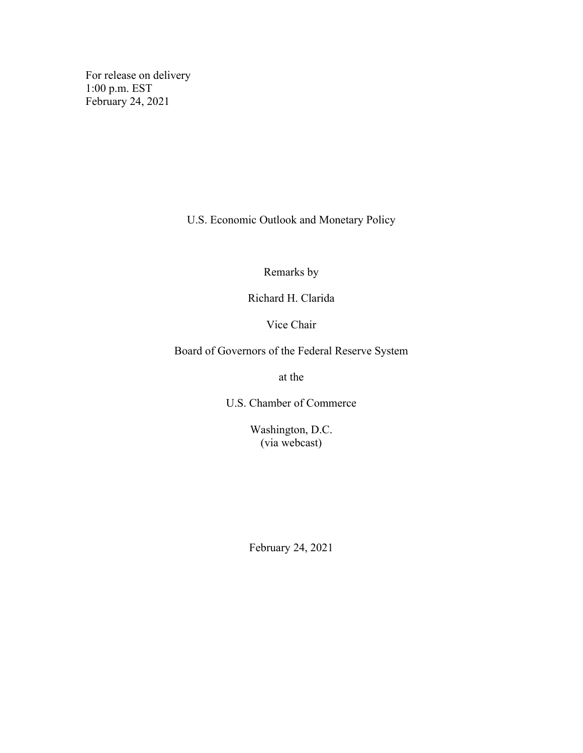For release on delivery
1:00 p.m. EST
February 24, 2021

# U.S. Economic Outlook and Monetary Policy

Remarks by

Richard H. Clarida

Vice Chair

Board of Governors of the Federal Reserve System

at the

U.S. Chamber of Commerce

Washington, D.C.
(via webcast)

February 24, 2021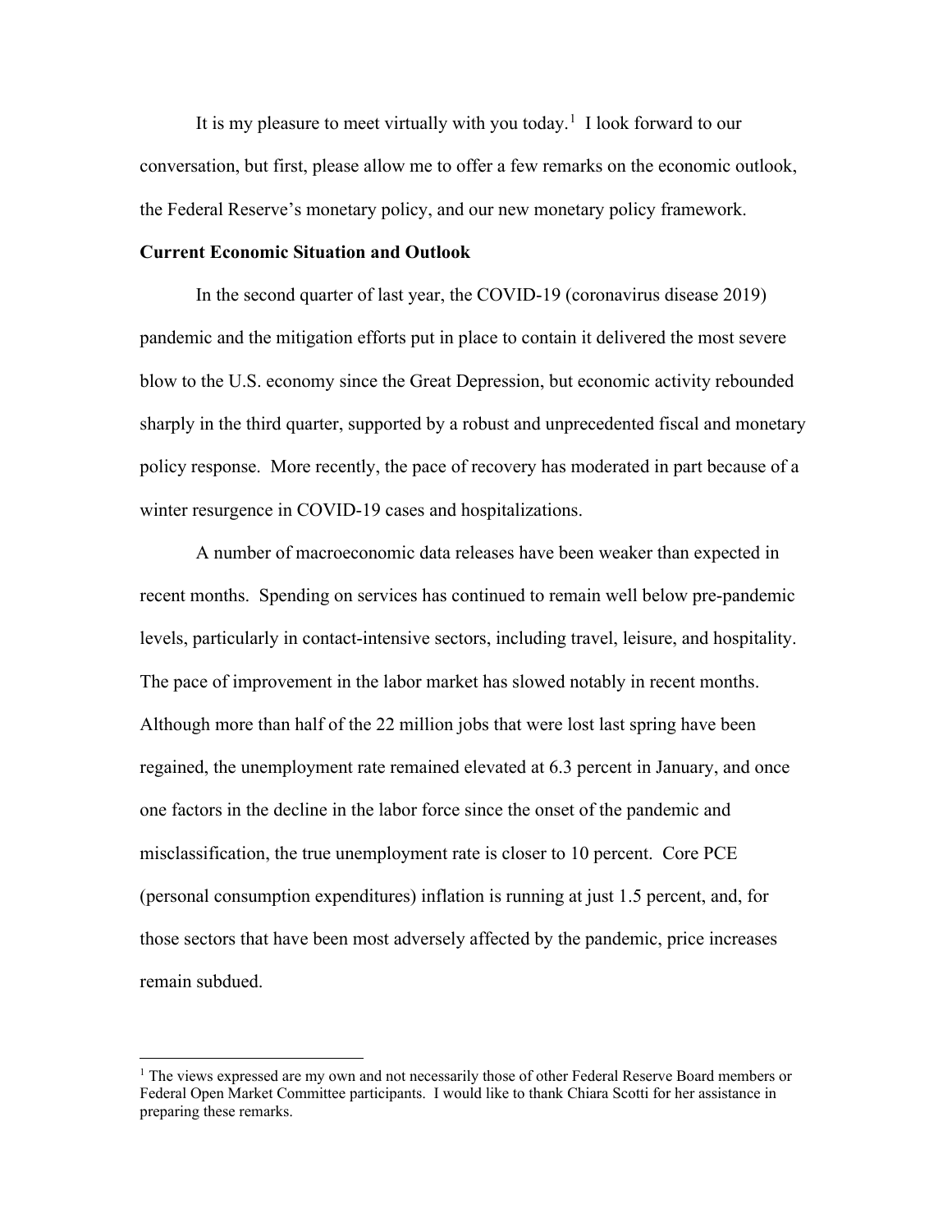It is my pleasure to meet virtually with you today.[1] I look forward to our conversation, but first, please allow me to offer a few remarks on the economic outlook, the Federal Reserve's monetary policy, and our new monetary policy framework.

**Current Economic Situation and Outlook**

In the second quarter of last year, the COVID-19 (coronavirus disease 2019) pandemic and the mitigation efforts put in place to contain it delivered the most severe blow to the U.S. economy since the Great Depression, but economic activity rebounded sharply in the third quarter, supported by a robust and unprecedented fiscal and monetary policy response. More recently, the pace of recovery has moderated in part because of a winter resurgence in COVID-19 cases and hospitalizations.

A number of macroeconomic data releases have been weaker than expected in recent months. Spending on services has continued to remain well below pre-pandemic levels, particularly in contact-intensive sectors, including travel, leisure, and hospitality. The pace of improvement in the labor market has slowed notably in recent months. Although more than half of the 22 million jobs that were lost last spring have been regained, the unemployment rate remained elevated at 6.3 percent in January, and once one factors in the decline in the labor force since the onset of the pandemic and misclassification, the true unemployment rate is closer to 10 percent. Core PCE (personal consumption expenditures) inflation is running at just 1.5 percent, and, for those sectors that have been most adversely affected by the pandemic, price increases remain subdued.

[1] The views expressed are my own and not necessarily those of other Federal Reserve Board members or Federal Open Market Committee participants. I would like to thank Chiara Scotti for her assistance in preparing these remarks.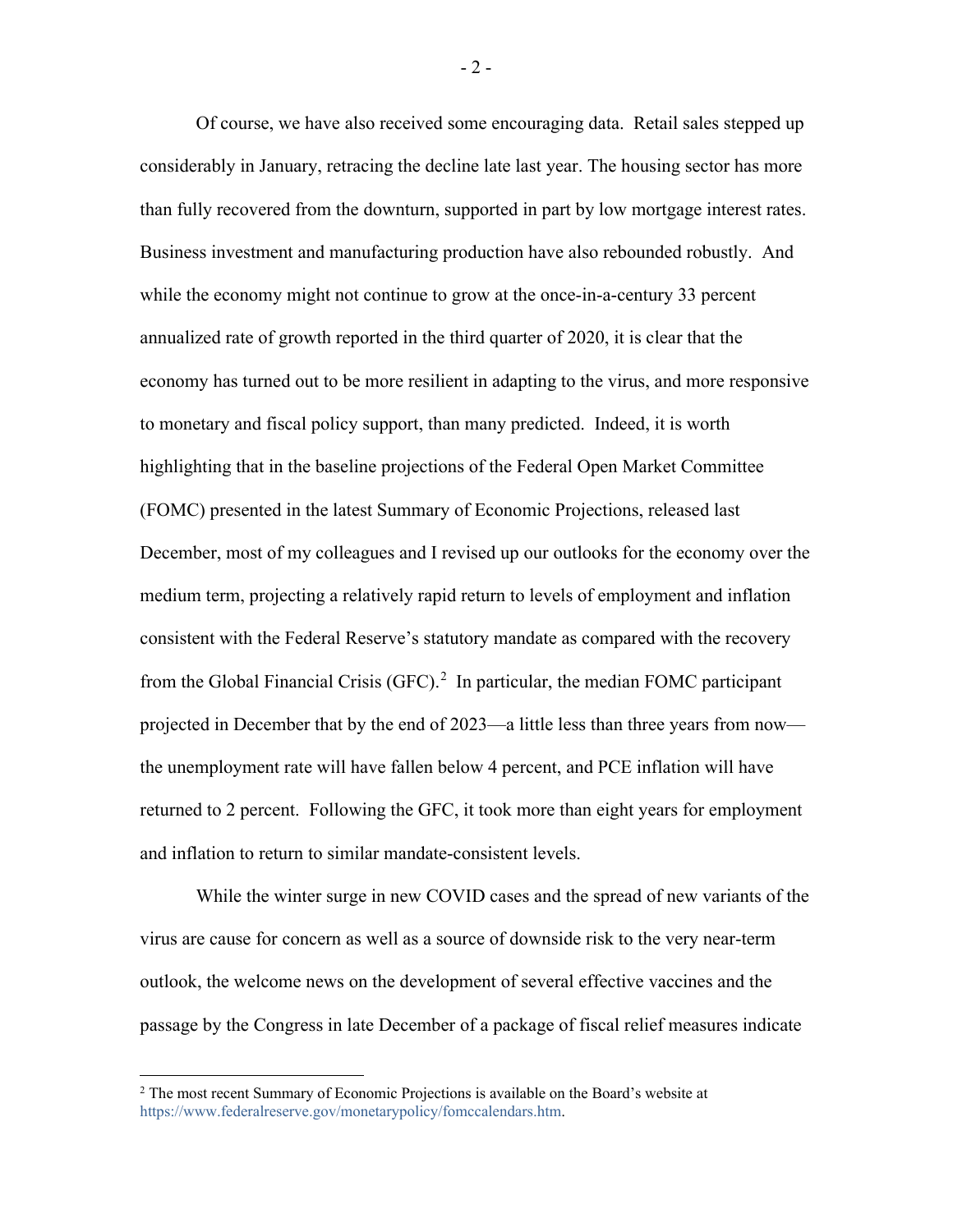Of course, we have also received some encouraging data. Retail sales stepped up considerably in January, retracing the decline late last year. The housing sector has more than fully recovered from the downturn, supported in part by low mortgage interest rates. Business investment and manufacturing production have also rebounded robustly. And while the economy might not continue to grow at the once-in-a-century 33 percent annualized rate of growth reported in the third quarter of 2020, it is clear that the economy has turned out to be more resilient in adapting to the virus, and more responsive to monetary and fiscal policy support, than many predicted. Indeed, it is worth highlighting that in the baseline projections of the Federal Open Market Committee (FOMC) presented in the latest Summary of Economic Projections, released last December, most of my colleagues and I revised up our outlooks for the economy over the medium term, projecting a relatively rapid return to levels of employment and inflation consistent with the Federal Reserve's statutory mandate as compared with the recovery from the Global Financial Crisis (GFC).[2] In particular, the median FOMC participant projected in December that by the end of 2023—a little less than three years from now—the unemployment rate will have fallen below 4 percent, and PCE inflation will have returned to 2 percent. Following the GFC, it took more than eight years for employment and inflation to return to similar mandate-consistent levels.

While the winter surge in new COVID cases and the spread of new variants of the virus are cause for concern as well as a source of downside risk to the very near-term outlook, the welcome news on the development of several effective vaccines and the passage by the Congress in late December of a package of fiscal relief measures indicate

[2] The most recent Summary of Economic Projections is available on the Board's website at https://www.federalreserve.gov/monetarypolicy/fomccalendars.htm.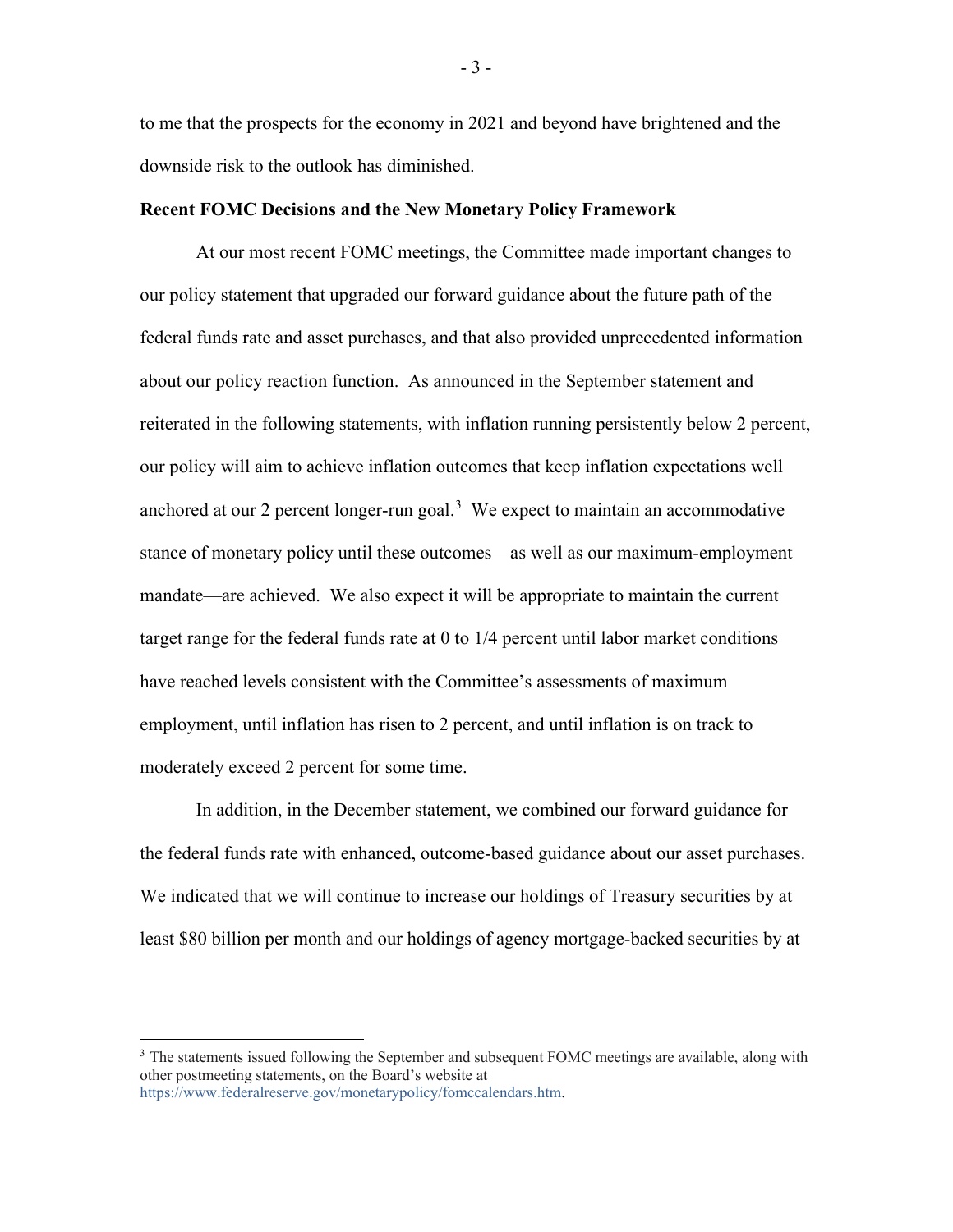to me that the prospects for the economy in 2021 and beyond have brightened and the downside risk to the outlook has diminished.

**Recent FOMC Decisions and the New Monetary Policy Framework**

At our most recent FOMC meetings, the Committee made important changes to our policy statement that upgraded our forward guidance about the future path of the federal funds rate and asset purchases, and that also provided unprecedented information about our policy reaction function. As announced in the September statement and reiterated in the following statements, with inflation running persistently below 2 percent, our policy will aim to achieve inflation outcomes that keep inflation expectations well anchored at our 2 percent longer-run goal.[3] We expect to maintain an accommodative stance of monetary policy until these outcomes—as well as our maximum-employment mandate—are achieved. We also expect it will be appropriate to maintain the current target range for the federal funds rate at 0 to 1/4 percent until labor market conditions have reached levels consistent with the Committee's assessments of maximum employment, until inflation has risen to 2 percent, and until inflation is on track to moderately exceed 2 percent for some time.

In addition, in the December statement, we combined our forward guidance for the federal funds rate with enhanced, outcome-based guidance about our asset purchases. We indicated that we will continue to increase our holdings of Treasury securities by at least $80 billion per month and our holdings of agency mortgage-backed securities by at

---

[3] The statements issued following the September and subsequent FOMC meetings are available, along with other postmeeting statements, on the Board's website at https://www.federalreserve.gov/monetarypolicy/fomccalendars.htm.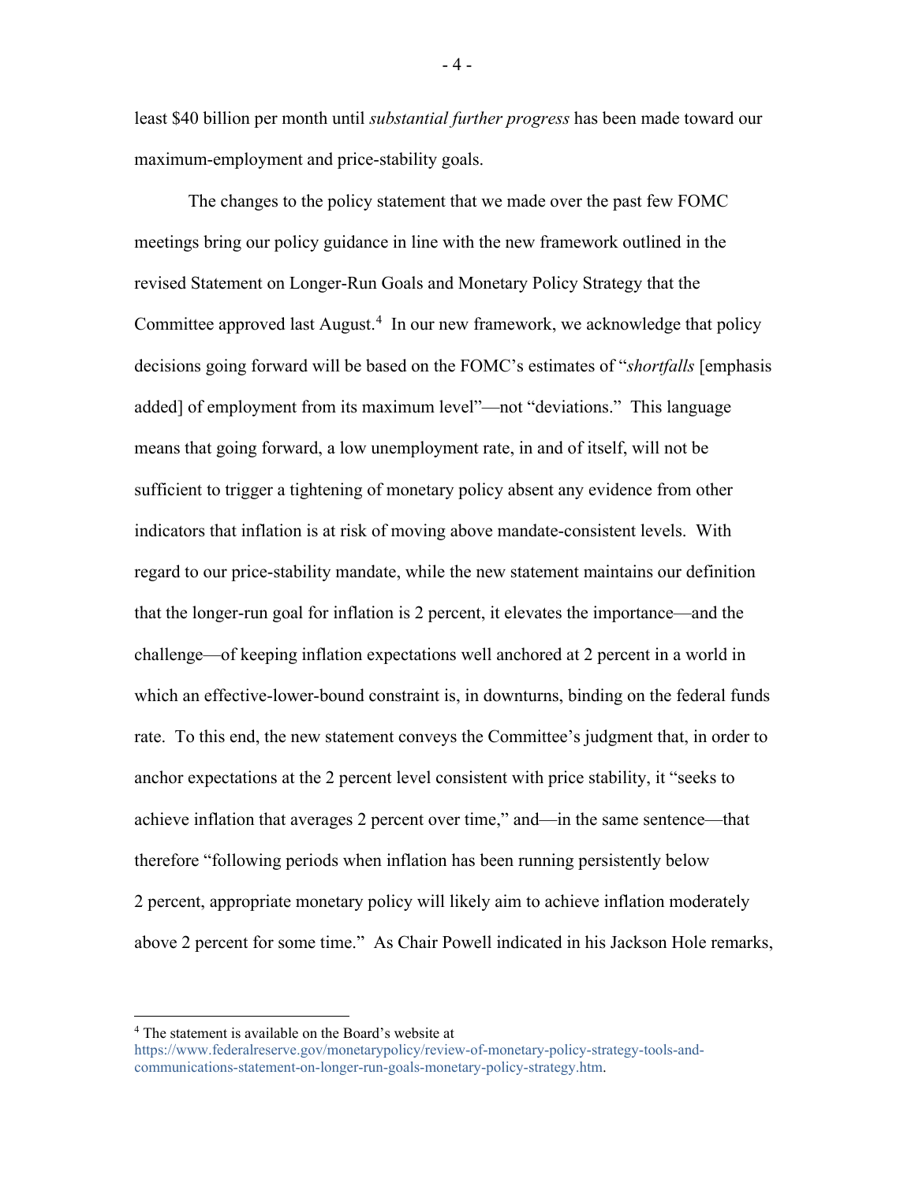least $40 billion per month until *substantial further progress* has been made toward our maximum-employment and price-stability goals.

The changes to the policy statement that we made over the past few FOMC meetings bring our policy guidance in line with the new framework outlined in the revised Statement on Longer-Run Goals and Monetary Policy Strategy that the Committee approved last August.[4] In our new framework, we acknowledge that policy decisions going forward will be based on the FOMC's estimates of "*shortfalls* [emphasis added] of employment from its maximum level"—not "deviations." This language means that going forward, a low unemployment rate, in and of itself, will not be sufficient to trigger a tightening of monetary policy absent any evidence from other indicators that inflation is at risk of moving above mandate-consistent levels. With regard to our price-stability mandate, while the new statement maintains our definition that the longer-run goal for inflation is 2 percent, it elevates the importance—and the challenge—of keeping inflation expectations well anchored at 2 percent in a world in which an effective-lower-bound constraint is, in downturns, binding on the federal funds rate. To this end, the new statement conveys the Committee's judgment that, in order to anchor expectations at the 2 percent level consistent with price stability, it "seeks to achieve inflation that averages 2 percent over time," and—in the same sentence—that therefore "following periods when inflation has been running persistently below 2 percent, appropriate monetary policy will likely aim to achieve inflation moderately above 2 percent for some time." As Chair Powell indicated in his Jackson Hole remarks,

---

[4] The statement is available on the Board's website at https://www.federalreserve.gov/monetarypolicy/review-of-monetary-policy-strategy-tools-and-communications-statement-on-longer-run-goals-monetary-policy-strategy.htm.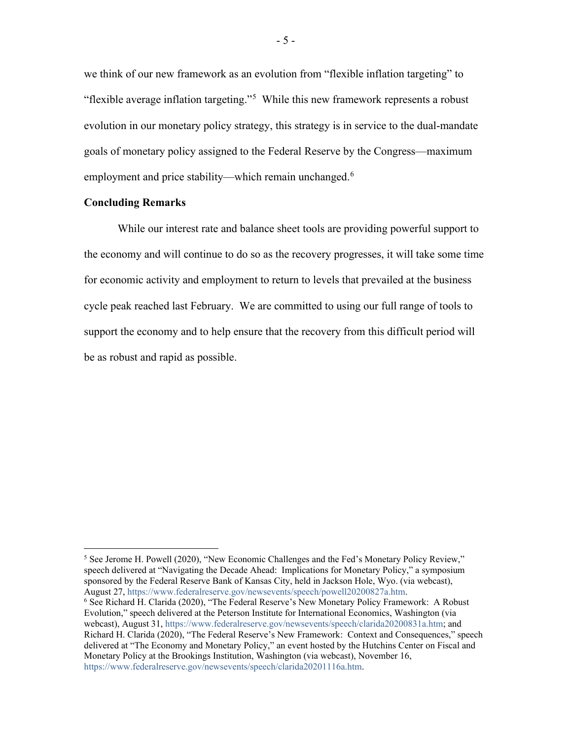we think of our new framework as an evolution from "flexible inflation targeting" to "flexible average inflation targeting."[5] While this new framework represents a robust evolution in our monetary policy strategy, this strategy is in service to the dual-mandate goals of monetary policy assigned to the Federal Reserve by the Congress—maximum employment and price stability—which remain unchanged.[6]

**Concluding Remarks**

While our interest rate and balance sheet tools are providing powerful support to the economy and will continue to do so as the recovery progresses, it will take some time for economic activity and employment to return to levels that prevailed at the business cycle peak reached last February. We are committed to using our full range of tools to support the economy and to help ensure that the recovery from this difficult period will be as robust and rapid as possible.

---

[5] See Jerome H. Powell (2020), "New Economic Challenges and the Fed's Monetary Policy Review," speech delivered at "Navigating the Decade Ahead: Implications for Monetary Policy," a symposium sponsored by the Federal Reserve Bank of Kansas City, held in Jackson Hole, Wyo. (via webcast), August 27, https://www.federalreserve.gov/newsevents/speech/powell20200827a.htm.

[6] See Richard H. Clarida (2020), "The Federal Reserve's New Monetary Policy Framework: A Robust Evolution," speech delivered at the Peterson Institute for International Economics, Washington (via webcast), August 31, https://www.federalreserve.gov/newsevents/speech/clarida20200831a.htm; and Richard H. Clarida (2020), "The Federal Reserve's New Framework: Context and Consequences," speech delivered at "The Economy and Monetary Policy," an event hosted by the Hutchins Center on Fiscal and Monetary Policy at the Brookings Institution, Washington (via webcast), November 16, https://www.federalreserve.gov/newsevents/speech/clarida20201116a.htm.